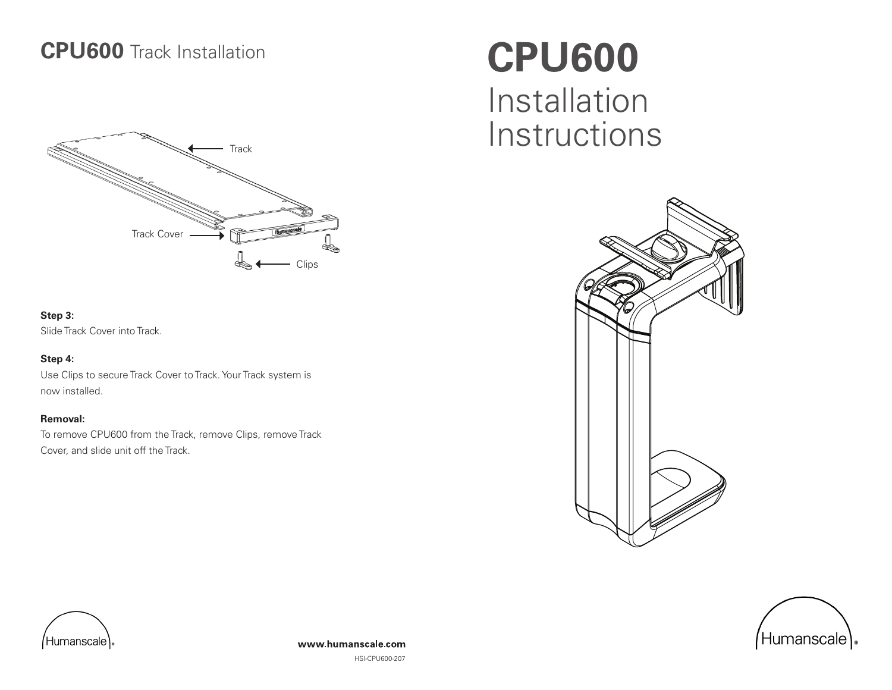## **CPU600** Track Installation

Track

Track Cover

Clips

**Step 3:**
Slide Track Cover into Track.

**Step 4:**
Use Clips to secure Track Cover to Track. Your Track system is now installed.

**Removal:**
To remove CPU600 from the Track, remove Clips, remove Track Cover, and slide unit off the Track.

Humanscale

**www.humanscale.com**

HSI-CPU600-207

# **CPU600**
# Installation Instructions

Humanscale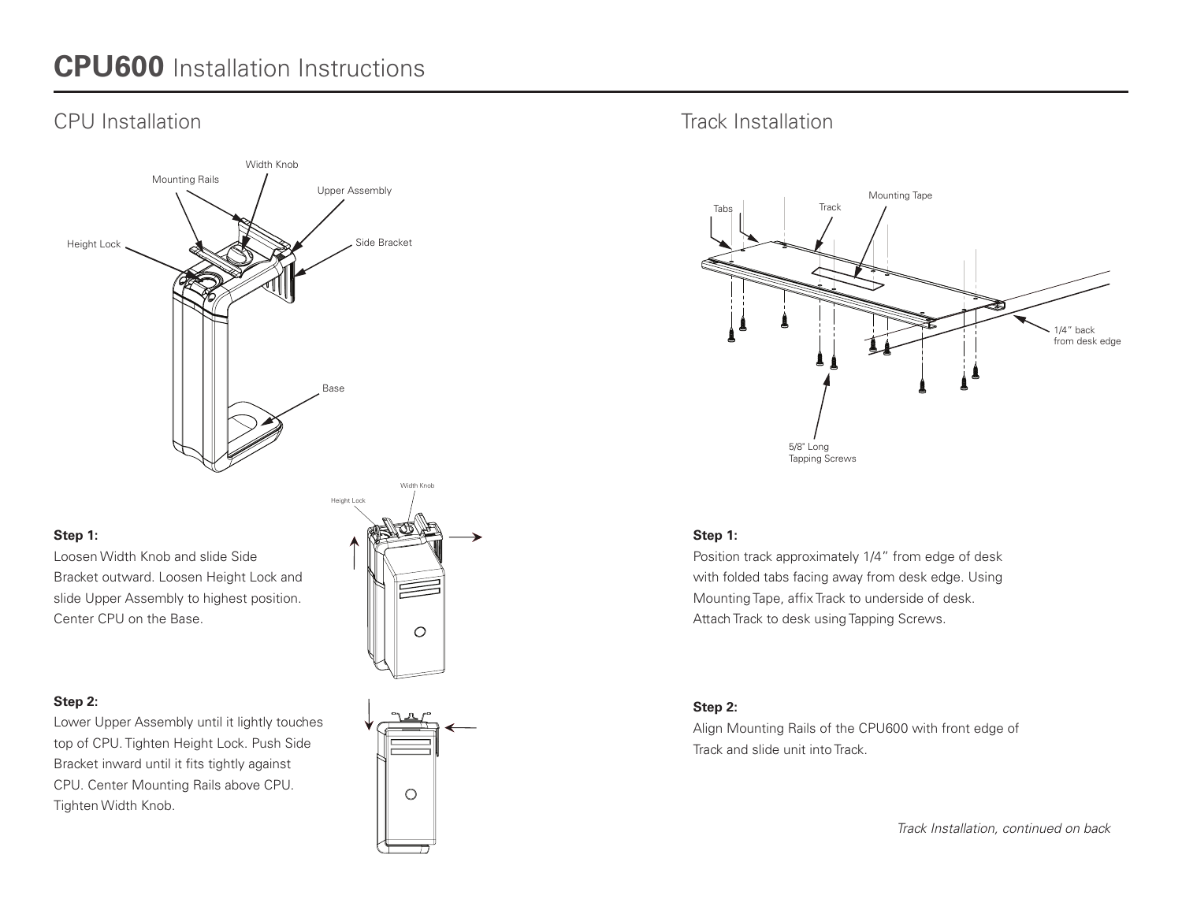# **CPU600** Installation Instructions

## CPU Installation

Width Knob

Mounting Rails

Upper Assembly

Height Lock

Side Bracket

Base

Height Lock

Width Knob

**Step 1:**

Loosen Width Knob and slide Side Bracket outward. Loosen Height Lock and slide Upper Assembly to highest position. Center CPU on the Base.

**Step 2:**

Lower Upper Assembly until it lightly touches top of CPU. Tighten Height Lock. Push Side Bracket inward until it fits tightly against CPU. Center Mounting Rails above CPU. Tighten Width Knob.

## Track Installation

Mounting Tape

Tabs

Track

1/4" back from desk edge

5/8" Long Tapping Screws

**Step 1:**

Position track approximately 1/4" from edge of desk with folded tabs facing away from desk edge. Using Mounting Tape, affix Track to underside of desk. Attach Track to desk using Tapping Screws.

**Step 2:**

Align Mounting Rails of the CPU600 with front edge of Track and slide unit into Track.

*Track Installation, continued on back*